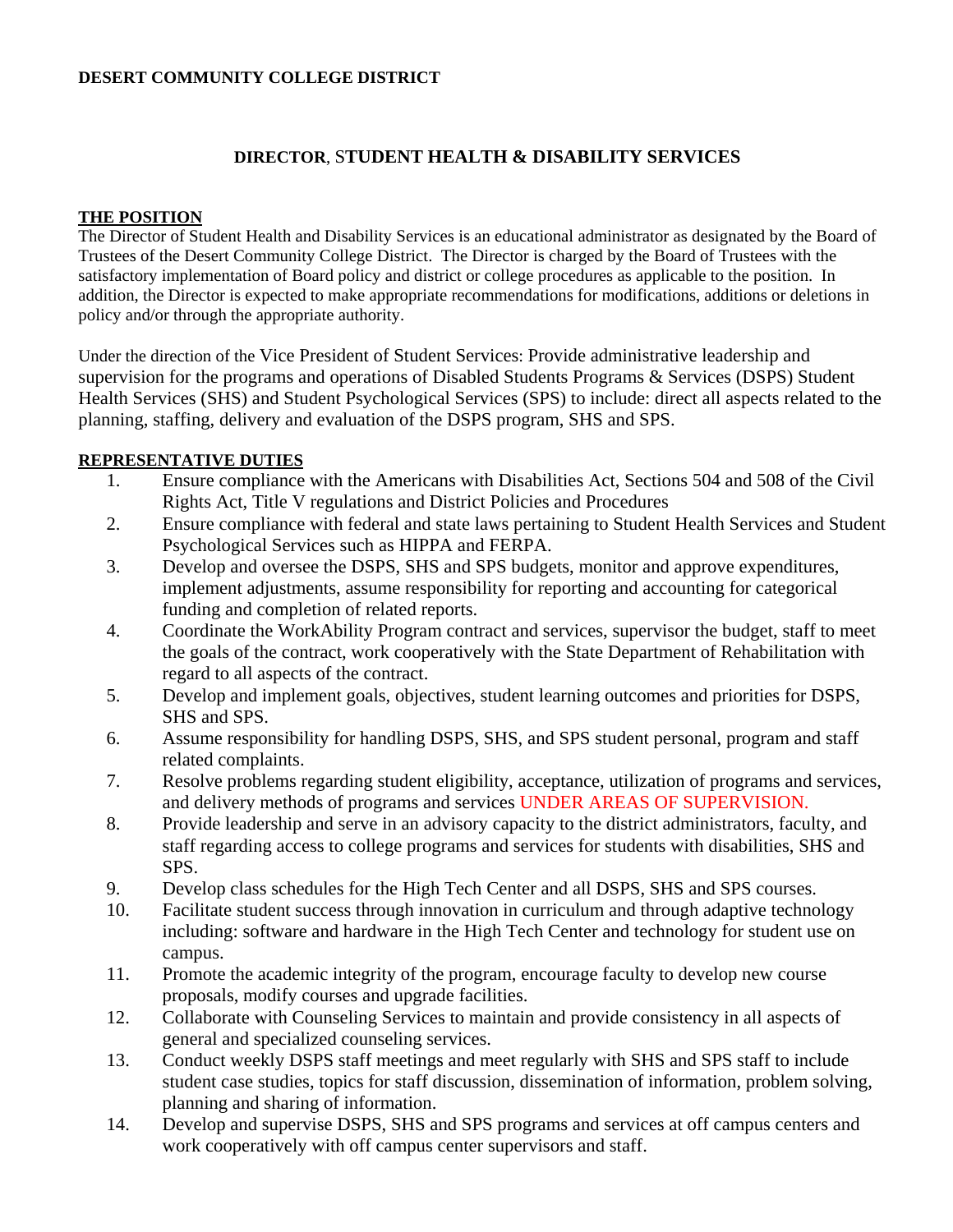**DESERT COMMUNITY COLLEGE DISTRICT**

# DIRECTOR, STUDENT HEALTH & DISABILITY SERVICES

## THE POSITION

The Director of Student Health and Disability Services is an educational administrator as designated by the Board of Trustees of the Desert Community College District. The Director is charged by the Board of Trustees with the satisfactory implementation of Board policy and district or college procedures as applicable to the position. In addition, the Director is expected to make appropriate recommendations for modifications, additions or deletions in policy and/or through the appropriate authority.

Under the direction of the Vice President of Student Services: Provide administrative leadership and supervision for the programs and operations of Disabled Students Programs & Services (DSPS) Student Health Services (SHS) and Student Psychological Services (SPS) to include: direct all aspects related to the planning, staffing, delivery and evaluation of the DSPS program, SHS and SPS.

## REPRESENTATIVE DUTIES

1. Ensure compliance with the Americans with Disabilities Act, Sections 504 and 508 of the Civil Rights Act, Title V regulations and District Policies and Procedures
2. Ensure compliance with federal and state laws pertaining to Student Health Services and Student Psychological Services such as HIPPA and FERPA.
3. Develop and oversee the DSPS, SHS and SPS budgets, monitor and approve expenditures, implement adjustments, assume responsibility for reporting and accounting for categorical funding and completion of related reports.
4. Coordinate the WorkAbility Program contract and services, supervisor the budget, staff to meet the goals of the contract, work cooperatively with the State Department of Rehabilitation with regard to all aspects of the contract.
5. Develop and implement goals, objectives, student learning outcomes and priorities for DSPS, SHS and SPS.
6. Assume responsibility for handling DSPS, SHS, and SPS student personal, program and staff related complaints.
7. Resolve problems regarding student eligibility, acceptance, utilization of programs and services, and delivery methods of programs and services UNDER AREAS OF SUPERVISION.
8. Provide leadership and serve in an advisory capacity to the district administrators, faculty, and staff regarding access to college programs and services for students with disabilities, SHS and SPS.
9. Develop class schedules for the High Tech Center and all DSPS, SHS and SPS courses.
10. Facilitate student success through innovation in curriculum and through adaptive technology including: software and hardware in the High Tech Center and technology for student use on campus.
11. Promote the academic integrity of the program, encourage faculty to develop new course proposals, modify courses and upgrade facilities.
12. Collaborate with Counseling Services to maintain and provide consistency in all aspects of general and specialized counseling services.
13. Conduct weekly DSPS staff meetings and meet regularly with SHS and SPS staff to include student case studies, topics for staff discussion, dissemination of information, problem solving, planning and sharing of information.
14. Develop and supervise DSPS, SHS and SPS programs and services at off campus centers and work cooperatively with off campus center supervisors and staff.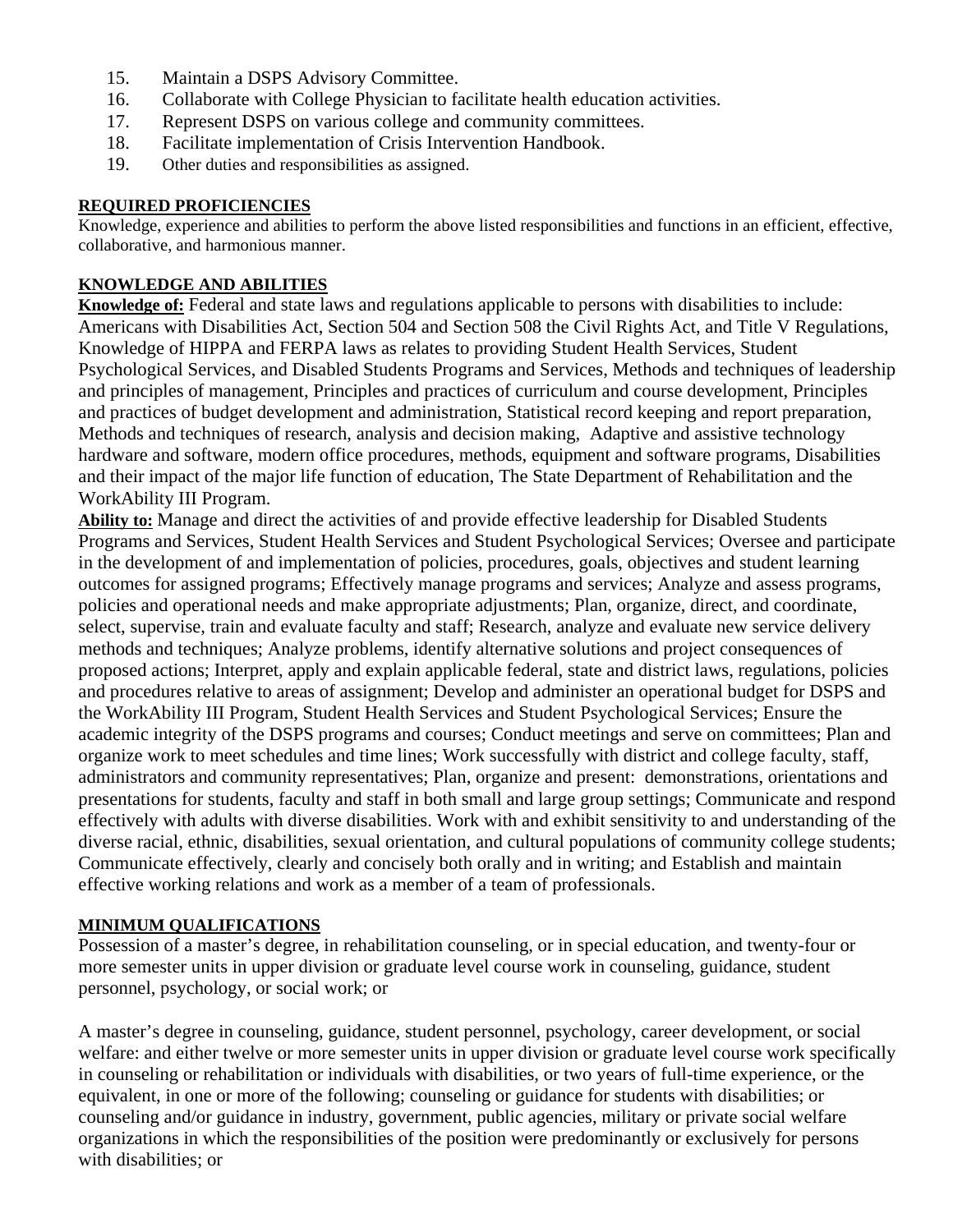15. Maintain a DSPS Advisory Committee.
16. Collaborate with College Physician to facilitate health education activities.
17. Represent DSPS on various college and community committees.
18. Facilitate implementation of Crisis Intervention Handbook.
19. Other duties and responsibilities as assigned.

**REQUIRED PROFICIENCIES**

Knowledge, experience and abilities to perform the above listed responsibilities and functions in an efficient, effective, collaborative, and harmonious manner.

**KNOWLEDGE AND ABILITIES**

**Knowledge of:** Federal and state laws and regulations applicable to persons with disabilities to include: Americans with Disabilities Act, Section 504 and Section 508 the Civil Rights Act, and Title V Regulations, Knowledge of HIPPA and FERPA laws as relates to providing Student Health Services, Student Psychological Services, and Disabled Students Programs and Services, Methods and techniques of leadership and principles of management, Principles and practices of curriculum and course development, Principles and practices of budget development and administration, Statistical record keeping and report preparation, Methods and techniques of research, analysis and decision making, Adaptive and assistive technology hardware and software, modern office procedures, methods, equipment and software programs, Disabilities and their impact of the major life function of education, The State Department of Rehabilitation and the WorkAbility III Program.

**Ability to:** Manage and direct the activities of and provide effective leadership for Disabled Students Programs and Services, Student Health Services and Student Psychological Services; Oversee and participate in the development of and implementation of policies, procedures, goals, objectives and student learning outcomes for assigned programs; Effectively manage programs and services; Analyze and assess programs, policies and operational needs and make appropriate adjustments; Plan, organize, direct, and coordinate, select, supervise, train and evaluate faculty and staff; Research, analyze and evaluate new service delivery methods and techniques; Analyze problems, identify alternative solutions and project consequences of proposed actions; Interpret, apply and explain applicable federal, state and district laws, regulations, policies and procedures relative to areas of assignment; Develop and administer an operational budget for DSPS and the WorkAbility III Program, Student Health Services and Student Psychological Services; Ensure the academic integrity of the DSPS programs and courses; Conduct meetings and serve on committees; Plan and organize work to meet schedules and time lines; Work successfully with district and college faculty, staff, administrators and community representatives; Plan, organize and present: demonstrations, orientations and presentations for students, faculty and staff in both small and large group settings; Communicate and respond effectively with adults with diverse disabilities. Work with and exhibit sensitivity to and understanding of the diverse racial, ethnic, disabilities, sexual orientation, and cultural populations of community college students; Communicate effectively, clearly and concisely both orally and in writing; and Establish and maintain effective working relations and work as a member of a team of professionals.

**MINIMUM QUALIFICATIONS**

Possession of a master's degree, in rehabilitation counseling, or in special education, and twenty-four or more semester units in upper division or graduate level course work in counseling, guidance, student personnel, psychology, or social work; or

A master's degree in counseling, guidance, student personnel, psychology, career development, or social welfare: and either twelve or more semester units in upper division or graduate level course work specifically in counseling or rehabilitation or individuals with disabilities, or two years of full-time experience, or the equivalent, in one or more of the following; counseling or guidance for students with disabilities; or counseling and/or guidance in industry, government, public agencies, military or private social welfare organizations in which the responsibilities of the position were predominantly or exclusively for persons with disabilities; or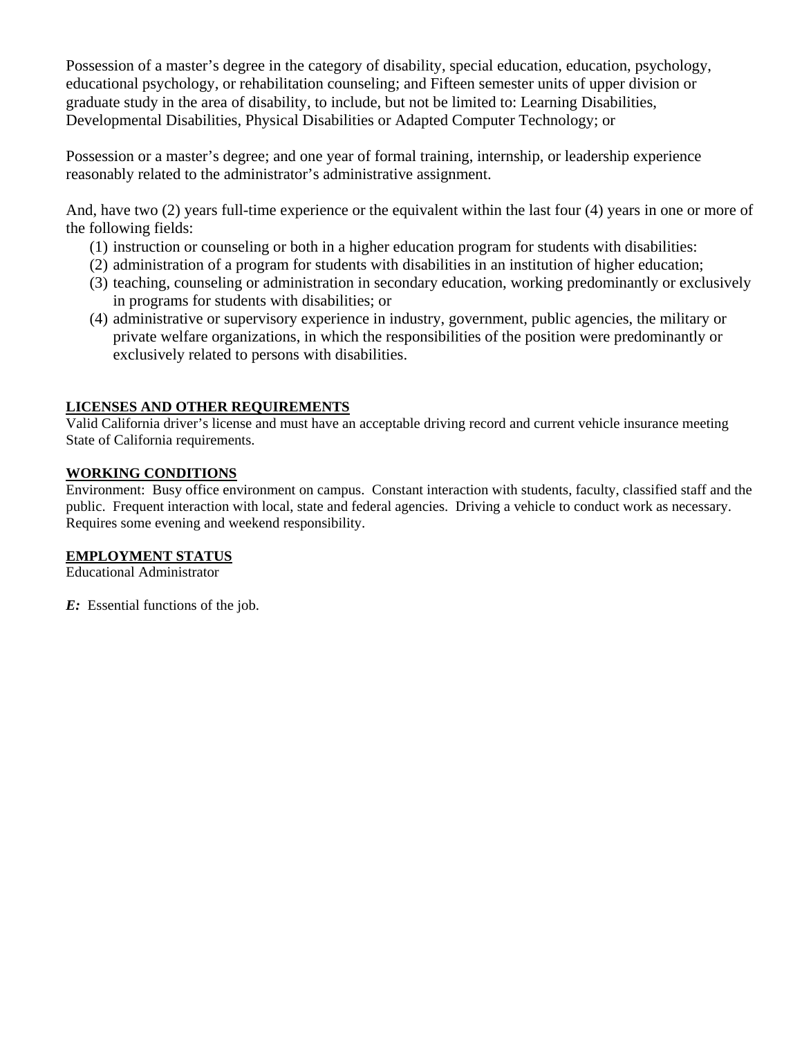Possession of a master's degree in the category of disability, special education, education, psychology, educational psychology, or rehabilitation counseling; and Fifteen semester units of upper division or graduate study in the area of disability, to include, but not be limited to: Learning Disabilities, Developmental Disabilities, Physical Disabilities or Adapted Computer Technology; or

Possession or a master's degree; and one year of formal training, internship, or leadership experience reasonably related to the administrator's administrative assignment.

And, have two (2) years full-time experience or the equivalent within the last four (4) years in one or more of the following fields:

(1) instruction or counseling or both in a higher education program for students with disabilities:
(2) administration of a program for students with disabilities in an institution of higher education;
(3) teaching, counseling or administration in secondary education, working predominantly or exclusively in programs for students with disabilities; or
(4) administrative or supervisory experience in industry, government, public agencies, the military or private welfare organizations, in which the responsibilities of the position were predominantly or exclusively related to persons with disabilities.

**LICENSES AND OTHER REQUIREMENTS**

Valid California driver's license and must have an acceptable driving record and current vehicle insurance meeting State of California requirements.

**WORKING CONDITIONS**

Environment: Busy office environment on campus. Constant interaction with students, faculty, classified staff and the public. Frequent interaction with local, state and federal agencies. Driving a vehicle to conduct work as necessary. Requires some evening and weekend responsibility.

**EMPLOYMENT STATUS**

Educational Administrator

***E:*** Essential functions of the job.